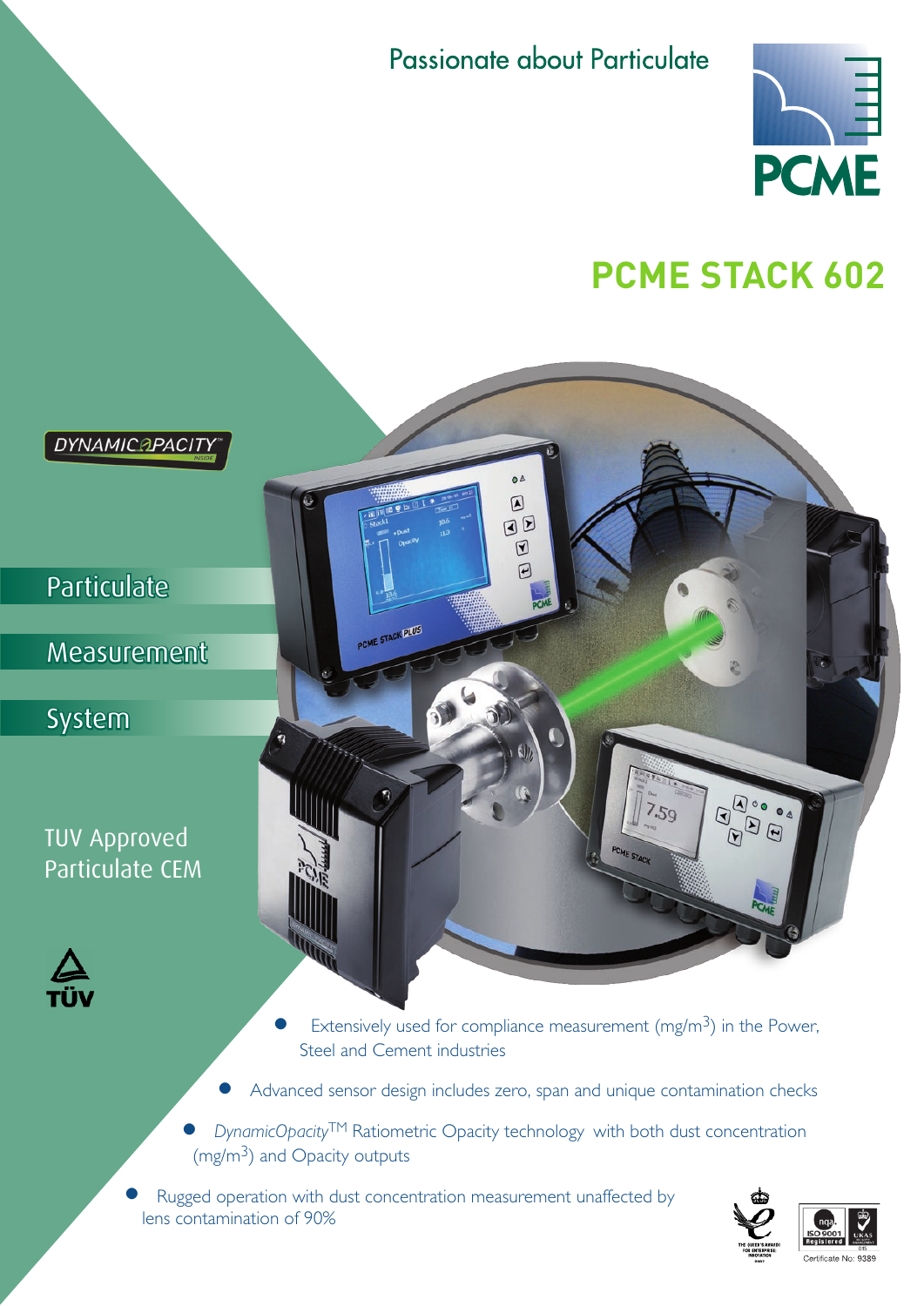Passionate about Particulate

# PCME STACK 602

DYNAMIC OPACITY

Particulate

Measurement

System

TUV Approved
Particulate CEM

- Extensively used for compliance measurement ($mg/m^3$) in the Power, Steel and Cement industries
- Advanced sensor design includes zero, span and unique contamination checks
- *DynamicOpacity*™ Ratiometric Opacity technology with both dust concentration ($mg/m^3$) and Opacity outputs
- Rugged operation with dust concentration measurement unaffected by lens contamination of 90%

Certificate No: 9389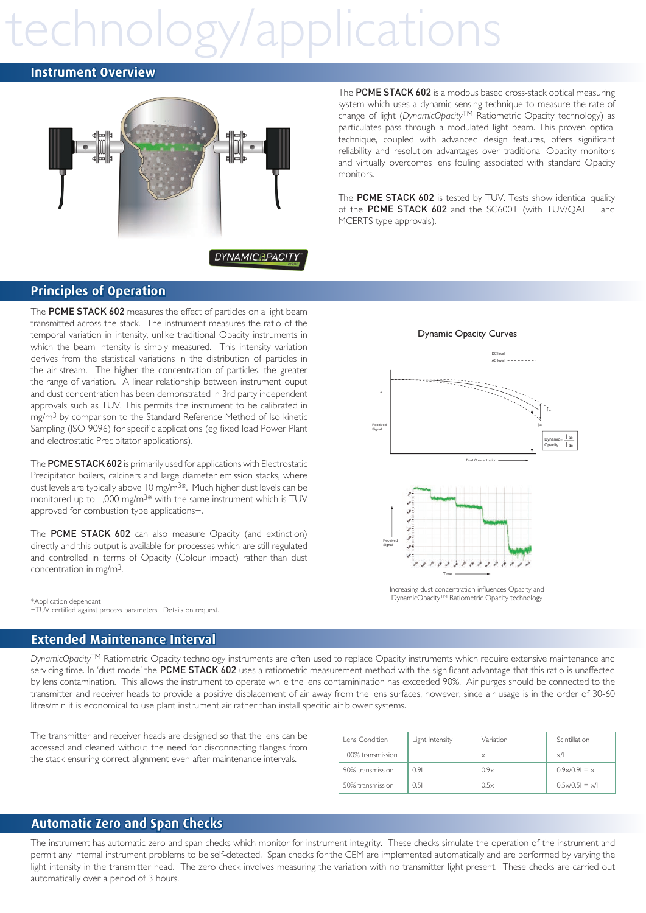# technology/applications

## Instrument Overview

The **PCME STACK 602** is a modbus based cross-stack optical measuring system which uses a dynamic sensing technique to measure the rate of change of light (*DynamicOpacity*TM Ratiometric Opacity technology) as particulates pass through a modulated light beam. This proven optical technique, coupled with advanced design features, offers significant reliability and resolution advantages over traditional Opacity monitors and virtually overcomes lens fouling associated with standard Opacity monitors.

The **PCME STACK 602** is tested by TUV. Tests show identical quality of the **PCME STACK 602** and the SC600T (with TUV/QAL I and MCERTS type approvals).

## Principles of Operation

The **PCME STACK 602** measures the effect of particles on a light beam transmitted across the stack. The instrument measures the ratio of the temporal variation in intensity, unlike traditional Opacity instruments in which the beam intensity is simply measured. This intensity variation derives from the statistical variations in the distribution of particles in the air-stream. The higher the concentration of particles, the greater the range of variation. A linear relationship between instrument ouput and dust concentration has been demonstrated in 3rd party independent approvals such as TUV. This permits the instrument to be calibrated in mg/m$^3$ by comparison to the Standard Reference Method of Iso-kinetic Sampling (ISO 9096) for specific applications (eg fixed load Power Plant and electrostatic Precipitator applications).

The **PCME STACK 602** is primarily used for applications with Electrostatic Precipitator boilers, calciners and large diameter emission stacks, where dust levels are typically above 10 mg/m$^3$*. Much higher dust levels can be monitored up to 1,000 mg/m$^3$* with the same instrument which is TUV approved for combustion type applications+.

The **PCME STACK 602** can also measure Opacity (and extinction) directly and this output is available for processes which are still regulated and controlled in terms of Opacity (Colour impact) rather than dust concentration in mg/m$^3$.

Dynamic Opacity Curves

Increasing dust concentration influences Opacity and DynamicOpacityTM Ratiometric Opacity technology

*Application dependant
+TUV certified against process parameters. Details on request.

## Extended Maintenance Interval

*DynamicOpacity*TM Ratiometric Opacity technology instruments are often used to replace Opacity instruments which require extensive maintenance and servicing time. In 'dust mode' the **PCME STACK 602** uses a ratiometric measurement method with the significant advantage that this ratio is unaffected by lens contamination. This allows the instrument to operate while the lens contaminination has exceeded 90%. Air purges should be connected to the transmitter and receiver heads to provide a positive displacement of air away from the lens surfaces, however, since air usage is in the order of 30-60 litres/min it is economical to use plant instrument air rather than install specific air blower systems.

The transmitter and receiver heads are designed so that the lens can be accessed and cleaned without the need for disconnecting flanges from the stack ensuring correct alignment even after maintenance intervals.

| Lens Condition | Light Intensity | Variation | Scintillation |
|---|---|---|---|
| 100% transmission | I | x | x/I |
| 90% transmission | 0.9I | 0.9x | 0.9x/0.9I = x |
| 50% transmission | 0.5I | 0.5x | 0.5x/0.5I = x/I |

## Automatic Zero and Span Checks

The instrument has automatic zero and span checks which monitor for instrument integrity. These checks simulate the operation of the instrument and permit any internal instrument problems to be self-detected. Span checks for the CEM are implemented automatically and are performed by varying the light intensity in the transmitter head. The zero check involves measuring the variation with no transmitter light present. These checks are carried out automatically over a period of 3 hours.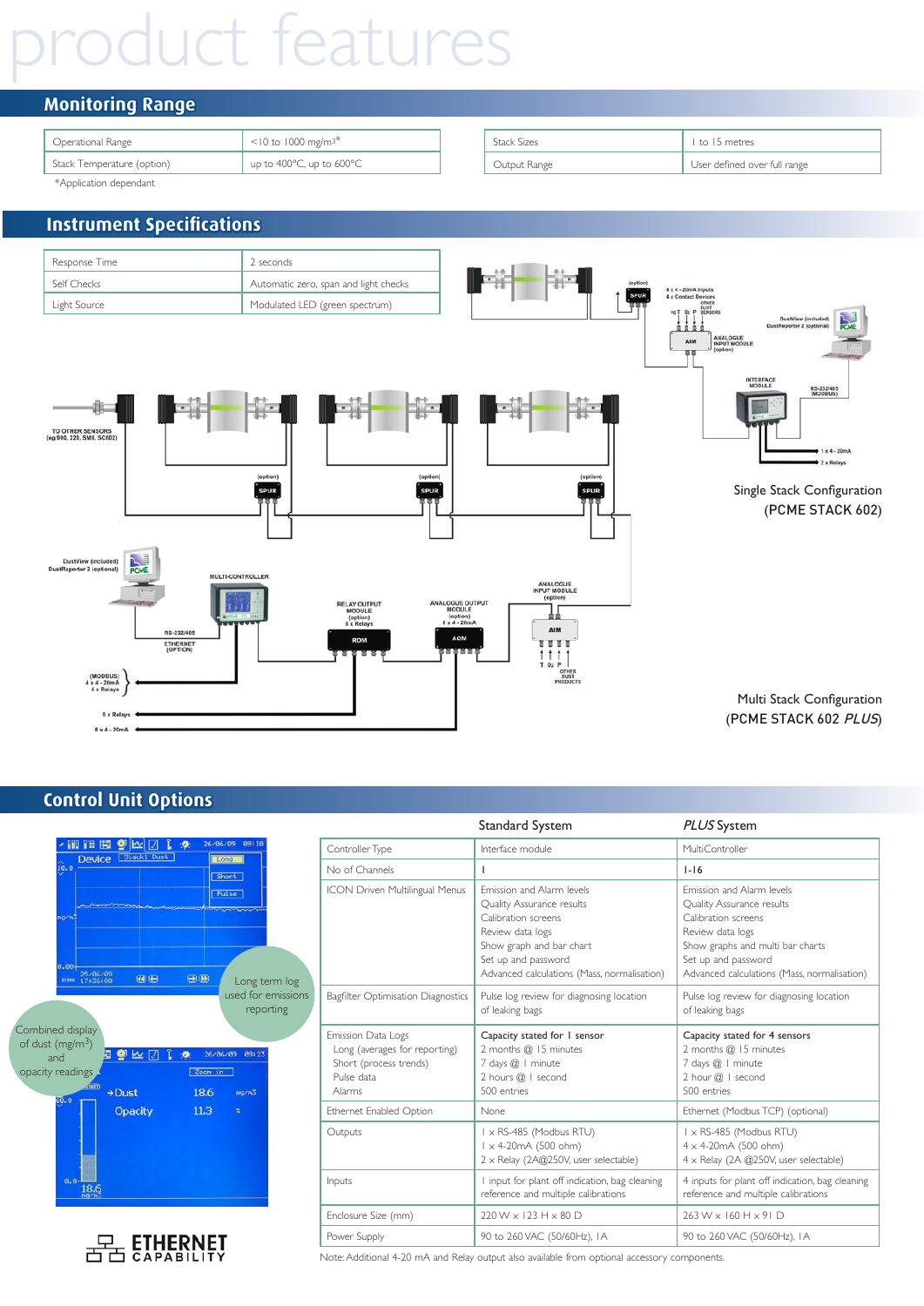# product features

## Monitoring Range

| | |
|---|---|
| Operational Range | <10 to 1000 mg/m³* |
| Stack Temperature (option) | up to 400°C, up to 600°C |

*Application dependant

| | |
|---|---|
| Stack Sizes | 1 to 15 metres |
| Output Range | User defined over full range |

## Instrument Specifications

| | |
|---|---|
| Response Time | 2 seconds |
| Self Checks | Automatic zero, span and light checks |
| Light Source | Modulated LED (green spectrum) |

Single Stack Configuration
(PCME STACK 602)

Multi Stack Configuration
(PCME STACK 602 *PLUS*)

## Control Unit Options

Long term log used for emissions reporting

Combined display of dust (mg/m³) and opacity readings

ETHERNET CAPABILITY

| | Standard System | *PLUS* System |
|---|---|---|
| Controller Type | Interface module | MultiController |
| No of Channels | 1 | 1-16 |
| ICON Driven Multilingual Menus | Emission and Alarm levels<br>Quality Assurance results<br>Calibration screens<br>Review data logs<br>Show graph and bar chart<br>Set up and password<br>Advanced calculations (Mass, normalisation) | Emission and Alarm levels<br>Quality Assurance results<br>Calibration screens<br>Review data logs<br>Show graphs and multi bar charts<br>Set up and password<br>Advanced calculations (Mass, normalisation) |
| Bagfilter Optimisation Diagnostics | Pulse log review for diagnosing location of leaking bags | Pulse log review for diagnosing location of leaking bags |
| Emission Data Logs<br>Long (averages for reporting)<br>Short (process trends)<br>Pulse data<br>Alarms | Capacity stated for 1 sensor<br>2 months @ 15 minutes<br>7 days @ 1 minute<br>2 hours @ 1 second<br>500 entries | Capacity stated for 4 sensors<br>2 months @ 15 minutes<br>7 days @ 1 minute<br>2 hour @ 1 second<br>500 entries |
| Ethernet Enabled Option | None | Ethernet (Modbus TCP) (optional) |
| Outputs | 1 x RS-485 (Modbus RTU)<br>1 x 4-20mA (500 ohm)<br>2 x Relay (2A@250V, user selectable) | 1 x RS-485 (Modbus RTU)<br>4 x 4-20mA (500 ohm)<br>4 x Relay (2A @250V, user selectable) |
| Inputs | 1 input for plant off indication, bag cleaning reference and multiple calibrations | 4 inputs for plant off indication, bag cleaning reference and multiple calibrations |
| Enclosure Size (mm) | 220 W x 123 H x 80 D | 263 W x 160 H x 91 D |
| Power Supply | 90 to 260 VAC (50/60Hz), 1A | 90 to 260 VAC (50/60Hz), 1A |

Note: Additional 4-20 mA and Relay output also available from optional accessory components.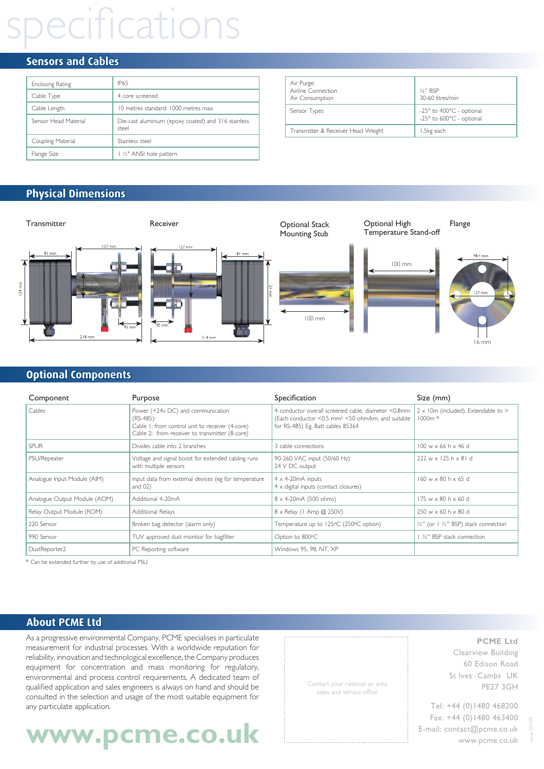# specifications

## Sensors and Cables

| | |
|---|---|
| Enclosing Rating | IP65 |
| Cable Type | 4 core screened |
| Cable Length | 10 metres standard: 1000 metres max |
| Sensor Head Material | Die-cast aluminium (epoxy coated) and 316 stainless steel |
| Coupling Material | Stainless steel |
| Flange Size | 1 ½" ANSI hole pattern |

| | |
|---|---|
| Air Purge:<br>Airline Connection<br>Air Consumption | ¼" BSP<br>30-60 litres/min |
| Sensor Types | -25° to 400°C - optional<br>-25° to 600°C - optional |
| Transmitter & Receiver Head Weight | 1.5kg each |

## Physical Dimensions

Transmitter

81 mm
127 mm
124 mm
50 mm
45 mm
218 mm

Receiver

127 mm
81 mm
50 mm
124 mm
45 mm
218 mm

Optional Stack Mounting Stub

100 mm

Optional High Temperature Stand-off

100 mm

Flange

98.4 mm
127 mm
16 mm

## Optional Components

| Component | Purpose | Specification | Size (mm) |
|---|---|---|---|
| Cables | Power (+24v DC) and communication (RS-485):<br>Cable 1: from control unit to receiver (4-core)<br>Cable 2: from receiver to transmitter (8-core) | 4 conductor overall screened cable, diameter <0.8mm (Each conductor <0.5 mm² <50 ohm/km, and suitable for RS-485) Eg. Batt cables 85364 | 2 x 10m (included). Extendable to > 1000m * |
| SPUR | Divides cable into 2 branches | 3 cable connections | 100 w x 66 h x 46 d |
| PSU/Repeater | Voltage and signal boost for extended cabling runs with multiple sensors | 90-260 VAC input (50/60 Hz)<br>24 V DC output | 222 w x 125 h x 81 d |
| Analogue Input Module (AIM) | Input data from external devices (eg for temperature and O2) | 4 x 4-20mA inputs<br>4 x digital inputs (contact closures) | 160 w x 80 h x 65 d |
| Analogue Output Module (AOM) | Additional 4-20mA | 8 x 4-20mA (500 ohms) | 175 w x 80 h x 60 d |
| Relay Output Module (ROM) | Additional Relays | 8 x Relay (1 Amp @ 250V) | 250 w x 60 h x 80 d |
| 220 Sensor | Broken bag detector (alarm only) | Temperature up to 125ºC (250ºC option) | ½" (or 1 ½" BSP) stack connection |
| 990 Sensor | TUV approved dust monitor for bagfilter | Option to 800ºC | 1 ½" BSP stack connection |
| DustReporter2 | PC Reporting software | Windows 95, 98, NT, XP | |

\* Can be extended further by use of additional PSU

## About PCME Ltd

As a progressive environmental Company, PCME specialises in particulate measurement for industrial processes. With a worldwide reputation for reliability, innovation and technological excellence, the Company produces equipment for concentration and mass monitoring for regulatory, environmental and process control requirements. A dedicated team of qualified application and sales engineers is always on hand and should be consulted in the selection and usage of the most suitable equipment for any particulate application.

**www.pcme.co.uk**

Contact your national or area sales and service office

**PCME Ltd**
Clearview Building
60 Edison Road
St Ives Cambs UK
PE27 3GH

Tel: +44 (0)1480 468200
Fax: +44 (0)1480 463400
E-mail: contact@pcme.co.uk
www.pcme.co.uk

Issue 07/09